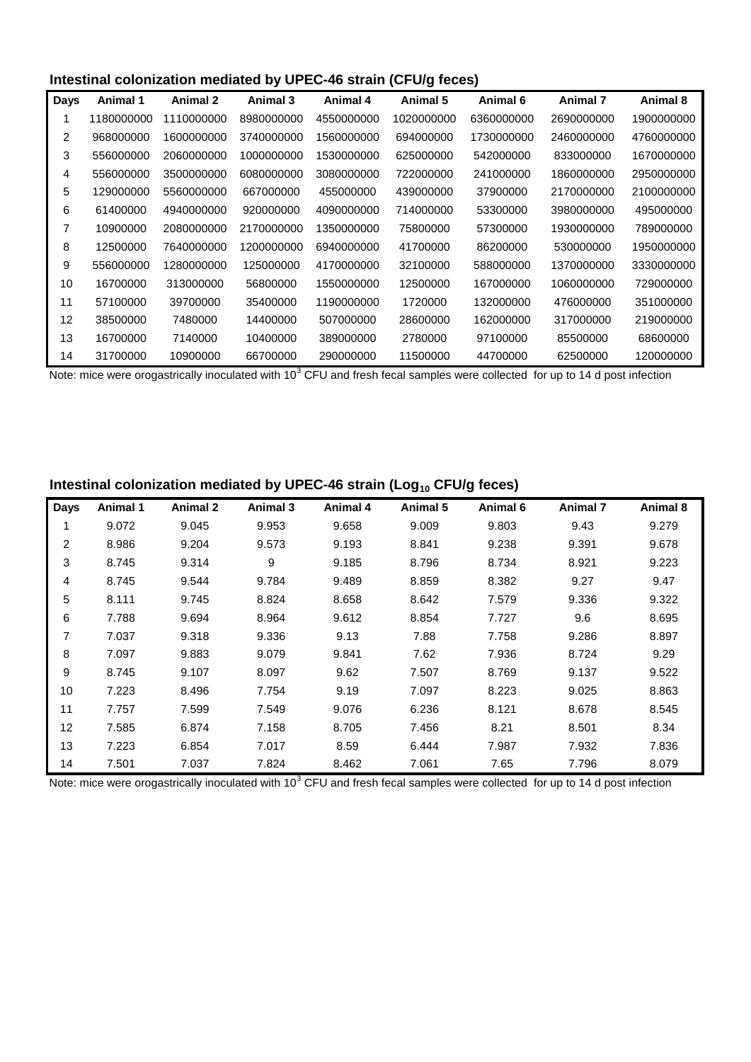### Intestinal colonization mediated by UPEC-46 strain (CFU/g feces)

| Days | Animal 1 | Animal 2 | Animal 3 | Animal 4 | Animal 5 | Animal 6 | Animal 7 | Animal 8 |
|---|---|---|---|---|---|---|---|---|
| 1 | 1180000000 | 1110000000 | 8980000000 | 4550000000 | 1020000000 | 6360000000 | 2690000000 | 1900000000 |
| 2 | 968000000 | 1600000000 | 3740000000 | 1560000000 | 694000000 | 1730000000 | 2460000000 | 4760000000 |
| 3 | 556000000 | 2060000000 | 1000000000 | 1530000000 | 625000000 | 542000000 | 833000000 | 1670000000 |
| 4 | 556000000 | 3500000000 | 6080000000 | 3080000000 | 722000000 | 241000000 | 1860000000 | 2950000000 |
| 5 | 129000000 | 5560000000 | 667000000 | 455000000 | 439000000 | 37900000 | 2170000000 | 2100000000 |
| 6 | 61400000 | 4940000000 | 920000000 | 4090000000 | 714000000 | 53300000 | 3980000000 | 495000000 |
| 7 | 10900000 | 2080000000 | 2170000000 | 1350000000 | 75800000 | 57300000 | 1930000000 | 789000000 |
| 8 | 12500000 | 7640000000 | 1200000000 | 6940000000 | 41700000 | 86200000 | 530000000 | 1950000000 |
| 9 | 556000000 | 1280000000 | 125000000 | 4170000000 | 32100000 | 588000000 | 1370000000 | 3330000000 |
| 10 | 16700000 | 313000000 | 56800000 | 1550000000 | 12500000 | 167000000 | 1060000000 | 729000000 |
| 11 | 57100000 | 39700000 | 35400000 | 1190000000 | 1720000 | 132000000 | 476000000 | 351000000 |
| 12 | 38500000 | 7480000 | 14400000 | 507000000 | 28600000 | 162000000 | 317000000 | 219000000 |
| 13 | 16700000 | 7140000 | 10400000 | 389000000 | 2780000 | 97100000 | 85500000 | 68600000 |
| 14 | 31700000 | 10900000 | 66700000 | 290000000 | 11500000 | 44700000 | 62500000 | 120000000 |

Note: mice were orogastrically inoculated with $10^3$ CFU and fresh fecal samples were collected for up to 14 d post infection

### Intestinal colonization mediated by UPEC-46 strain ($Log_{10}$ CFU/g feces)

| Days | Animal 1 | Animal 2 | Animal 3 | Animal 4 | Animal 5 | Animal 6 | Animal 7 | Animal 8 |
|---|---|---|---|---|---|---|---|---|
| 1 | 9.072 | 9.045 | 9.953 | 9.658 | 9.009 | 9.803 | 9.43 | 9.279 |
| 2 | 8.986 | 9.204 | 9.573 | 9.193 | 8.841 | 9.238 | 9.391 | 9.678 |
| 3 | 8.745 | 9.314 | 9 | 9.185 | 8.796 | 8.734 | 8.921 | 9.223 |
| 4 | 8.745 | 9.544 | 9.784 | 9.489 | 8.859 | 8.382 | 9.27 | 9.47 |
| 5 | 8.111 | 9.745 | 8.824 | 8.658 | 8.642 | 7.579 | 9.336 | 9.322 |
| 6 | 7.788 | 9.694 | 8.964 | 9.612 | 8.854 | 7.727 | 9.6 | 8.695 |
| 7 | 7.037 | 9.318 | 9.336 | 9.13 | 7.88 | 7.758 | 9.286 | 8.897 |
| 8 | 7.097 | 9.883 | 9.079 | 9.841 | 7.62 | 7.936 | 8.724 | 9.29 |
| 9 | 8.745 | 9.107 | 8.097 | 9.62 | 7.507 | 8.769 | 9.137 | 9.522 |
| 10 | 7.223 | 8.496 | 7.754 | 9.19 | 7.097 | 8.223 | 9.025 | 8.863 |
| 11 | 7.757 | 7.599 | 7.549 | 9.076 | 6.236 | 8.121 | 8.678 | 8.545 |
| 12 | 7.585 | 6.874 | 7.158 | 8.705 | 7.456 | 8.21 | 8.501 | 8.34 |
| 13 | 7.223 | 6.854 | 7.017 | 8.59 | 6.444 | 7.987 | 7.932 | 7.836 |
| 14 | 7.501 | 7.037 | 7.824 | 8.462 | 7.061 | 7.65 | 7.796 | 8.079 |

Note: mice were orogastrically inoculated with $10^3$ CFU and fresh fecal samples were collected for up to 14 d post infection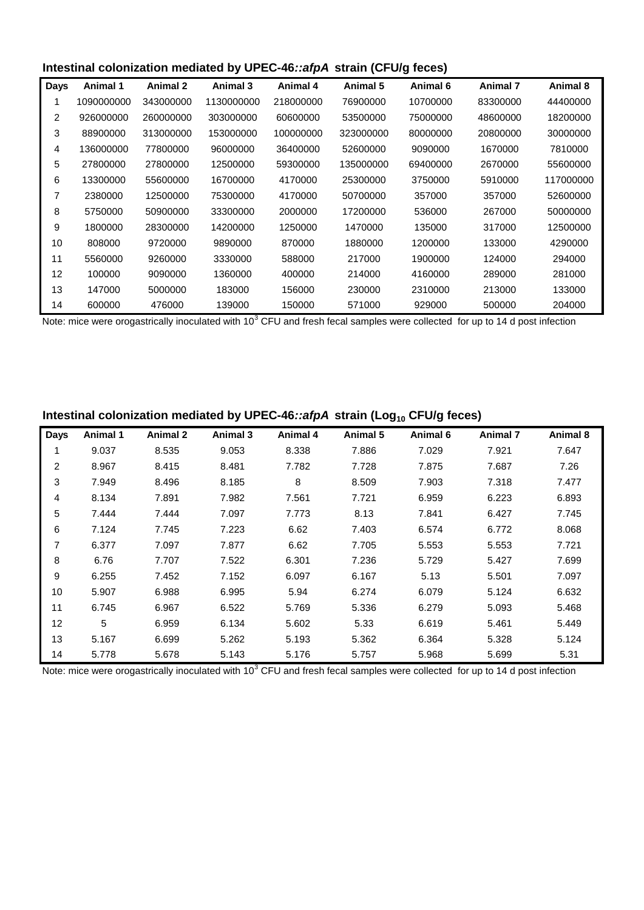### Intestinal colonization mediated by UPEC-46*::afpA* strain (CFU/g feces)

| Days | Animal 1 | Animal 2 | Animal 3 | Animal 4 | Animal 5 | Animal 6 | Animal 7 | Animal 8 |
|---|---|---|---|---|---|---|---|---|
| 1 | 1090000000 | 343000000 | 1130000000 | 218000000 | 76900000 | 10700000 | 83300000 | 44400000 |
| 2 | 926000000 | 260000000 | 303000000 | 60600000 | 53500000 | 75000000 | 48600000 | 18200000 |
| 3 | 88900000 | 313000000 | 153000000 | 100000000 | 323000000 | 80000000 | 20800000 | 30000000 |
| 4 | 136000000 | 77800000 | 96000000 | 36400000 | 52600000 | 9090000 | 1670000 | 7810000 |
| 5 | 27800000 | 27800000 | 12500000 | 59300000 | 135000000 | 69400000 | 2670000 | 55600000 |
| 6 | 13300000 | 55600000 | 16700000 | 4170000 | 25300000 | 3750000 | 5910000 | 117000000 |
| 7 | 2380000 | 12500000 | 75300000 | 4170000 | 50700000 | 357000 | 357000 | 52600000 |
| 8 | 5750000 | 50900000 | 33300000 | 2000000 | 17200000 | 536000 | 267000 | 50000000 |
| 9 | 1800000 | 28300000 | 14200000 | 1250000 | 1470000 | 135000 | 317000 | 12500000 |
| 10 | 808000 | 9720000 | 9890000 | 870000 | 1880000 | 1200000 | 133000 | 4290000 |
| 11 | 5560000 | 9260000 | 3330000 | 588000 | 217000 | 1900000 | 124000 | 294000 |
| 12 | 100000 | 9090000 | 1360000 | 400000 | 214000 | 4160000 | 289000 | 281000 |
| 13 | 147000 | 5000000 | 183000 | 156000 | 230000 | 2310000 | 213000 | 133000 |
| 14 | 600000 | 476000 | 139000 | 150000 | 571000 | 929000 | 500000 | 204000 |

Note: mice were orogastrically inoculated with $10^3$ CFU and fresh fecal samples were collected for up to 14 d post infection

### Intestinal colonization mediated by UPEC-46*::afpA* strain ($Log_{10}$ CFU/g feces)

| Days | Animal 1 | Animal 2 | Animal 3 | Animal 4 | Animal 5 | Animal 6 | Animal 7 | Animal 8 |
|---|---|---|---|---|---|---|---|---|
| 1 | 9.037 | 8.535 | 9.053 | 8.338 | 7.886 | 7.029 | 7.921 | 7.647 |
| 2 | 8.967 | 8.415 | 8.481 | 7.782 | 7.728 | 7.875 | 7.687 | 7.26 |
| 3 | 7.949 | 8.496 | 8.185 | 8 | 8.509 | 7.903 | 7.318 | 7.477 |
| 4 | 8.134 | 7.891 | 7.982 | 7.561 | 7.721 | 6.959 | 6.223 | 6.893 |
| 5 | 7.444 | 7.444 | 7.097 | 7.773 | 8.13 | 7.841 | 6.427 | 7.745 |
| 6 | 7.124 | 7.745 | 7.223 | 6.62 | 7.403 | 6.574 | 6.772 | 8.068 |
| 7 | 6.377 | 7.097 | 7.877 | 6.62 | 7.705 | 5.553 | 5.553 | 7.721 |
| 8 | 6.76 | 7.707 | 7.522 | 6.301 | 7.236 | 5.729 | 5.427 | 7.699 |
| 9 | 6.255 | 7.452 | 7.152 | 6.097 | 6.167 | 5.13 | 5.501 | 7.097 |
| 10 | 5.907 | 6.988 | 6.995 | 5.94 | 6.274 | 6.079 | 5.124 | 6.632 |
| 11 | 6.745 | 6.967 | 6.522 | 5.769 | 5.336 | 6.279 | 5.093 | 5.468 |
| 12 | 5 | 6.959 | 6.134 | 5.602 | 5.33 | 6.619 | 5.461 | 5.449 |
| 13 | 5.167 | 6.699 | 5.262 | 5.193 | 5.362 | 6.364 | 5.328 | 5.124 |
| 14 | 5.778 | 5.678 | 5.143 | 5.176 | 5.757 | 5.968 | 5.699 | 5.31 |

Note: mice were orogastrically inoculated with $10^3$ CFU and fresh fecal samples were collected for up to 14 d post infection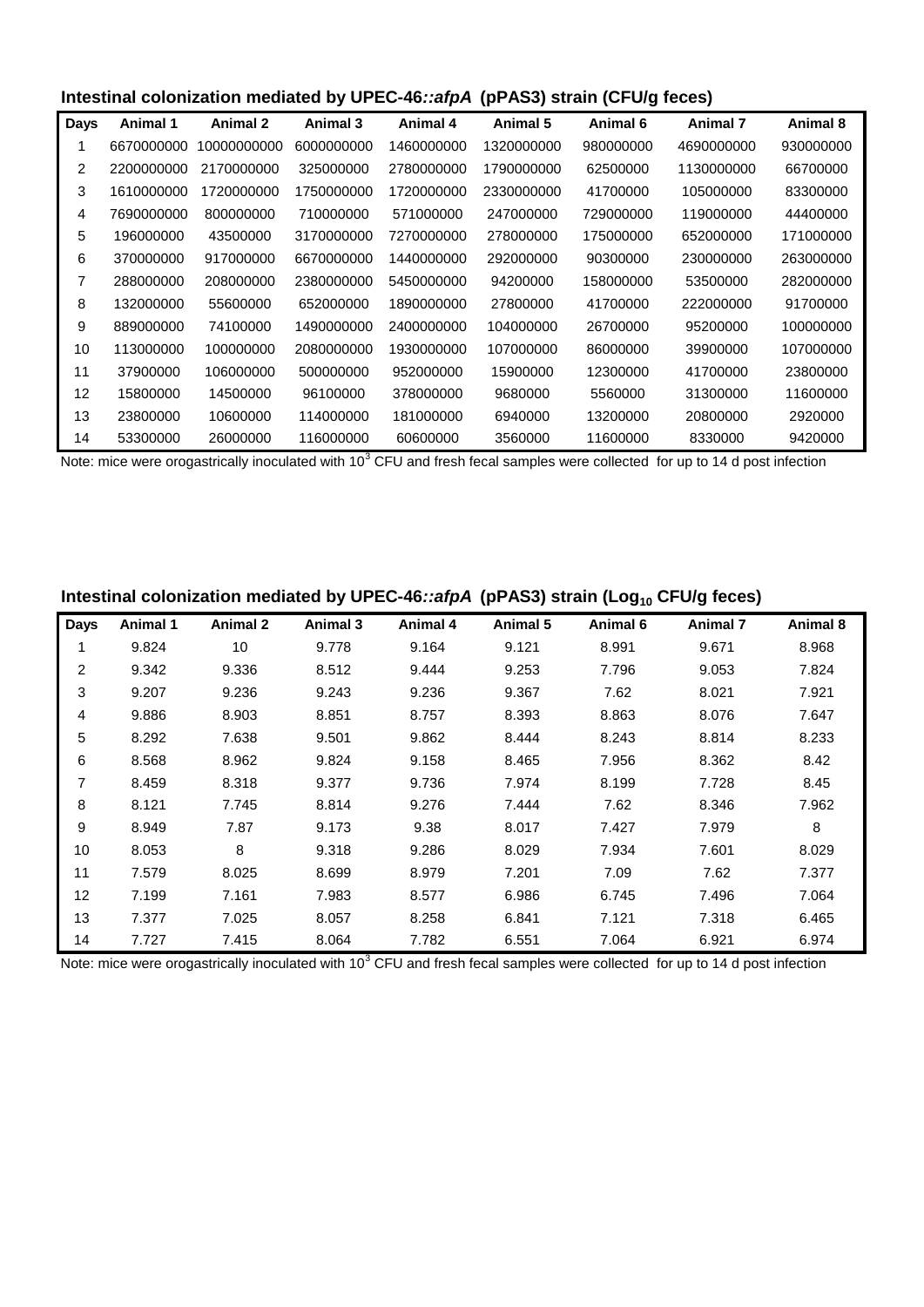**Intestinal colonization mediated by UPEC-46*::afpA* (pPAS3) strain (CFU/g feces)**

| Days | Animal 1 | Animal 2 | Animal 3 | Animal 4 | Animal 5 | Animal 6 | Animal 7 | Animal 8 |
|---|---|---|---|---|---|---|---|---|
| 1 | 6670000000 | 10000000000 | 6000000000 | 1460000000 | 1320000000 | 980000000 | 4690000000 | 930000000 |
| 2 | 2200000000 | 2170000000 | 325000000 | 2780000000 | 1790000000 | 62500000 | 1130000000 | 66700000 |
| 3 | 1610000000 | 1720000000 | 1750000000 | 1720000000 | 2330000000 | 41700000 | 105000000 | 83300000 |
| 4 | 7690000000 | 800000000 | 710000000 | 571000000 | 247000000 | 729000000 | 119000000 | 44400000 |
| 5 | 196000000 | 43500000 | 3170000000 | 7270000000 | 278000000 | 175000000 | 652000000 | 171000000 |
| 6 | 370000000 | 917000000 | 6670000000 | 1440000000 | 292000000 | 90300000 | 230000000 | 263000000 |
| 7 | 288000000 | 208000000 | 2380000000 | 5450000000 | 94200000 | 158000000 | 53500000 | 282000000 |
| 8 | 132000000 | 55600000 | 652000000 | 1890000000 | 27800000 | 41700000 | 222000000 | 91700000 |
| 9 | 889000000 | 74100000 | 1490000000 | 2400000000 | 104000000 | 26700000 | 95200000 | 100000000 |
| 10 | 113000000 | 100000000 | 2080000000 | 1930000000 | 107000000 | 86000000 | 39900000 | 107000000 |
| 11 | 37900000 | 106000000 | 500000000 | 952000000 | 15900000 | 12300000 | 41700000 | 23800000 |
| 12 | 15800000 | 14500000 | 96100000 | 378000000 | 9680000 | 5560000 | 31300000 | 11600000 |
| 13 | 23800000 | 10600000 | 114000000 | 181000000 | 6940000 | 13200000 | 20800000 | 2920000 |
| 14 | 53300000 | 26000000 | 116000000 | 60600000 | 3560000 | 11600000 | 8330000 | 9420000 |

Note: mice were orogastrically inoculated with $10^3$ CFU and fresh fecal samples were collected for up to 14 d post infection

**Intestinal colonization mediated by UPEC-46*::afpA* (pPAS3) strain ($Log_{10}$ CFU/g feces)**

| Days | Animal 1 | Animal 2 | Animal 3 | Animal 4 | Animal 5 | Animal 6 | Animal 7 | Animal 8 |
|---|---|---|---|---|---|---|---|---|
| 1 | 9.824 | 10 | 9.778 | 9.164 | 9.121 | 8.991 | 9.671 | 8.968 |
| 2 | 9.342 | 9.336 | 8.512 | 9.444 | 9.253 | 7.796 | 9.053 | 7.824 |
| 3 | 9.207 | 9.236 | 9.243 | 9.236 | 9.367 | 7.62 | 8.021 | 7.921 |
| 4 | 9.886 | 8.903 | 8.851 | 8.757 | 8.393 | 8.863 | 8.076 | 7.647 |
| 5 | 8.292 | 7.638 | 9.501 | 9.862 | 8.444 | 8.243 | 8.814 | 8.233 |
| 6 | 8.568 | 8.962 | 9.824 | 9.158 | 8.465 | 7.956 | 8.362 | 8.42 |
| 7 | 8.459 | 8.318 | 9.377 | 9.736 | 7.974 | 8.199 | 7.728 | 8.45 |
| 8 | 8.121 | 7.745 | 8.814 | 9.276 | 7.444 | 7.62 | 8.346 | 7.962 |
| 9 | 8.949 | 7.87 | 9.173 | 9.38 | 8.017 | 7.427 | 7.979 | 8 |
| 10 | 8.053 | 8 | 9.318 | 9.286 | 8.029 | 7.934 | 7.601 | 8.029 |
| 11 | 7.579 | 8.025 | 8.699 | 8.979 | 7.201 | 7.09 | 7.62 | 7.377 |
| 12 | 7.199 | 7.161 | 7.983 | 8.577 | 6.986 | 6.745 | 7.496 | 7.064 |
| 13 | 7.377 | 7.025 | 8.057 | 8.258 | 6.841 | 7.121 | 7.318 | 6.465 |
| 14 | 7.727 | 7.415 | 8.064 | 7.782 | 6.551 | 7.064 | 6.921 | 6.974 |

Note: mice were orogastrically inoculated with $10^3$ CFU and fresh fecal samples were collected for up to 14 d post infection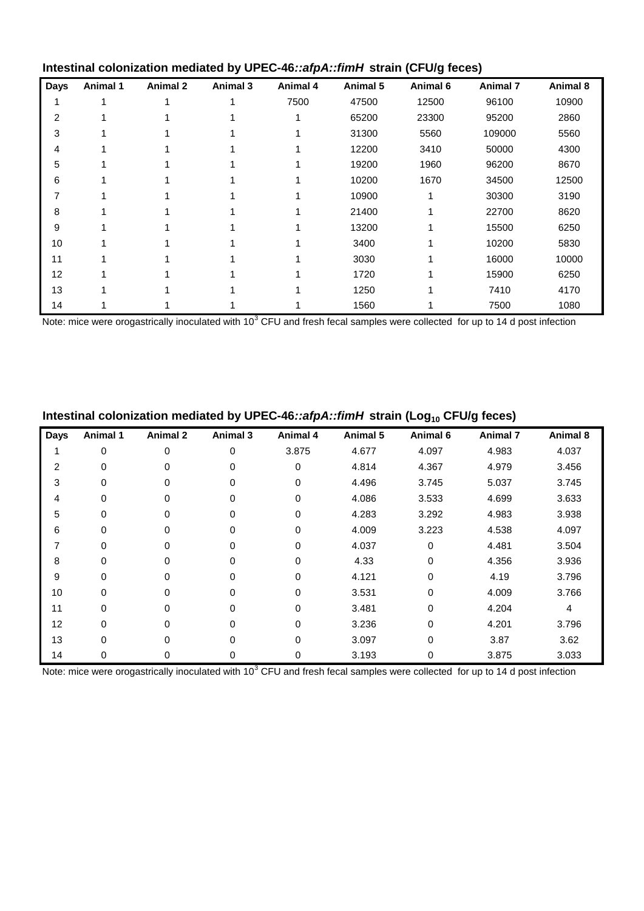### Intestinal colonization mediated by UPEC-46*::afpA::fimH* strain (CFU/g feces)

| Days | Animal 1 | Animal 2 | Animal 3 | Animal 4 | Animal 5 | Animal 6 | Animal 7 | Animal 8 |
|---|---|---|---|---|---|---|---|---|
| 1 | 1 | 1 | 1 | 7500 | 47500 | 12500 | 96100 | 10900 |
| 2 | 1 | 1 | 1 | 1 | 65200 | 23300 | 95200 | 2860 |
| 3 | 1 | 1 | 1 | 1 | 31300 | 5560 | 109000 | 5560 |
| 4 | 1 | 1 | 1 | 1 | 12200 | 3410 | 50000 | 4300 |
| 5 | 1 | 1 | 1 | 1 | 19200 | 1960 | 96200 | 8670 |
| 6 | 1 | 1 | 1 | 1 | 10200 | 1670 | 34500 | 12500 |
| 7 | 1 | 1 | 1 | 1 | 10900 | 1 | 30300 | 3190 |
| 8 | 1 | 1 | 1 | 1 | 21400 | 1 | 22700 | 8620 |
| 9 | 1 | 1 | 1 | 1 | 13200 | 1 | 15500 | 6250 |
| 10 | 1 | 1 | 1 | 1 | 3400 | 1 | 10200 | 5830 |
| 11 | 1 | 1 | 1 | 1 | 3030 | 1 | 16000 | 10000 |
| 12 | 1 | 1 | 1 | 1 | 1720 | 1 | 15900 | 6250 |
| 13 | 1 | 1 | 1 | 1 | 1250 | 1 | 7410 | 4170 |
| 14 | 1 | 1 | 1 | 1 | 1560 | 1 | 7500 | 1080 |

Note: mice were orogastrically inoculated with $10^3$ CFU and fresh fecal samples were collected for up to 14 d post infection

### Intestinal colonization mediated by UPEC-46*::afpA::fimH* strain ($Log_{10}$ CFU/g feces)

| Days | Animal 1 | Animal 2 | Animal 3 | Animal 4 | Animal 5 | Animal 6 | Animal 7 | Animal 8 |
|---|---|---|---|---|---|---|---|---|
| 1 | 0 | 0 | 0 | 3.875 | 4.677 | 4.097 | 4.983 | 4.037 |
| 2 | 0 | 0 | 0 | 0 | 4.814 | 4.367 | 4.979 | 3.456 |
| 3 | 0 | 0 | 0 | 0 | 4.496 | 3.745 | 5.037 | 3.745 |
| 4 | 0 | 0 | 0 | 0 | 4.086 | 3.533 | 4.699 | 3.633 |
| 5 | 0 | 0 | 0 | 0 | 4.283 | 3.292 | 4.983 | 3.938 |
| 6 | 0 | 0 | 0 | 0 | 4.009 | 3.223 | 4.538 | 4.097 |
| 7 | 0 | 0 | 0 | 0 | 4.037 | 0 | 4.481 | 3.504 |
| 8 | 0 | 0 | 0 | 0 | 4.33 | 0 | 4.356 | 3.936 |
| 9 | 0 | 0 | 0 | 0 | 4.121 | 0 | 4.19 | 3.796 |
| 10 | 0 | 0 | 0 | 0 | 3.531 | 0 | 4.009 | 3.766 |
| 11 | 0 | 0 | 0 | 0 | 3.481 | 0 | 4.204 | 4 |
| 12 | 0 | 0 | 0 | 0 | 3.236 | 0 | 4.201 | 3.796 |
| 13 | 0 | 0 | 0 | 0 | 3.097 | 0 | 3.87 | 3.62 |
| 14 | 0 | 0 | 0 | 0 | 3.193 | 0 | 3.875 | 3.033 |

Note: mice were orogastrically inoculated with $10^3$ CFU and fresh fecal samples were collected for up to 14 d post infection